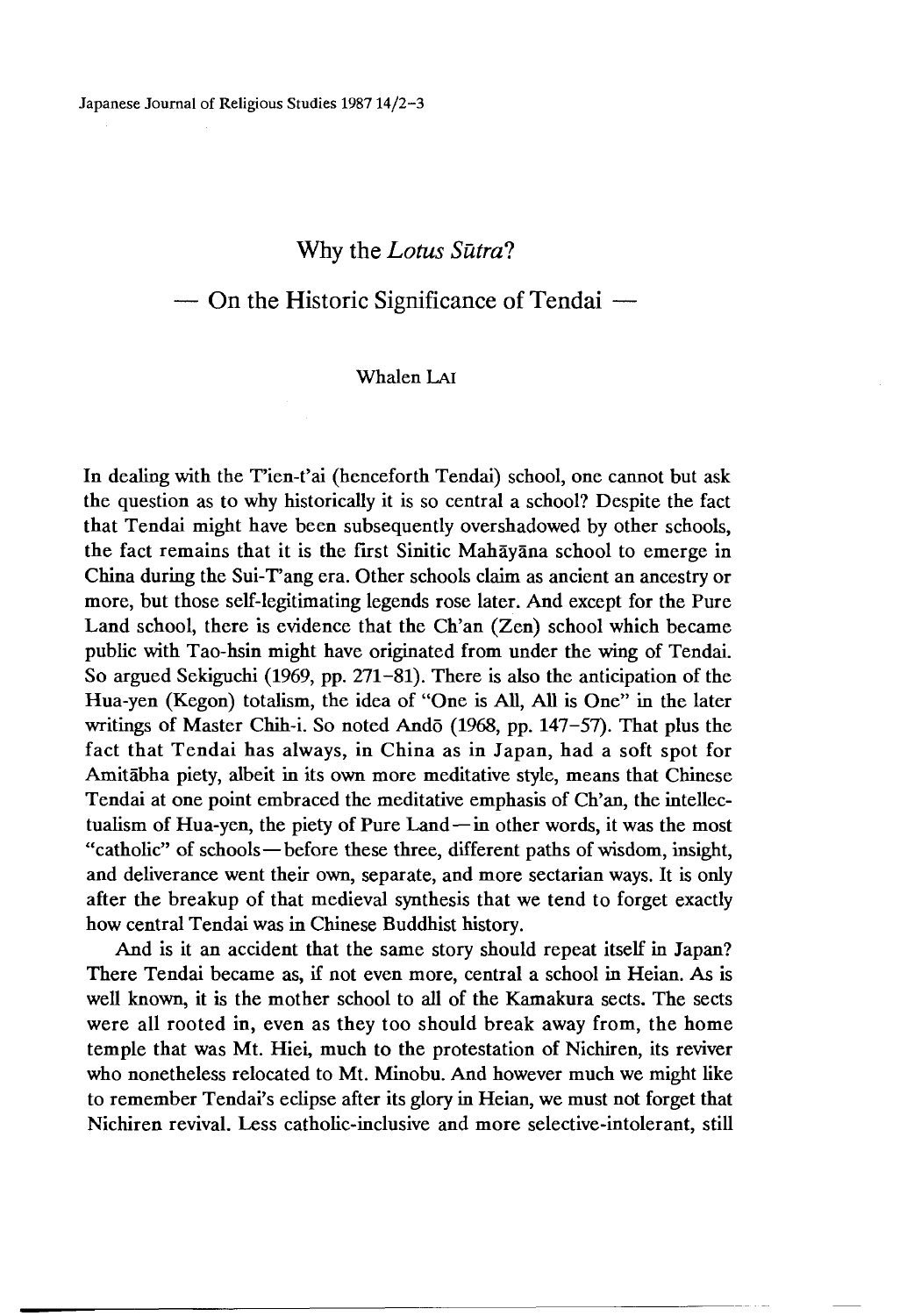# Why the *Lotus Sūtra*?

## — On the Historic Significance of Tendai —

Whalen LAI

In dealing with the T'ien-t'ai (henceforth Tendai) school, one cannot but ask the question as to why historically it is so central a school? Despite the fact that Tendai might have been subsequently overshadowed by other schools, the fact remains that it is the first Sinitic Mahāyāna school to emerge in China during the Sui-T'ang era. Other schools claim as ancient an ancestry or more, but those self-legitimating legends rose later. And except for the Pure Land school, there is evidence that the Ch'an (Zen) school which became public with Tao-hsin might have originated from under the wing of Tendai. So argued Sekiguchi (1969, pp. 271–81). There is also the anticipation of the Hua-yen (Kegon) totalism, the idea of "One is All, All is One" in the later writings of Master Chih-i. So noted Andō (1968, pp. 147–57). That plus the fact that Tendai has always, in China as in Japan, had a soft spot for Amitābha piety, albeit in its own more meditative style, means that Chinese Tendai at one point embraced the meditative emphasis of Ch'an, the intellectualism of Hua-yen, the piety of Pure Land—in other words, it was the most "catholic" of schools—before these three, different paths of wisdom, insight, and deliverance went their own, separate, and more sectarian ways. It is only after the breakup of that medieval synthesis that we tend to forget exactly how central Tendai was in Chinese Buddhist history.

And is it an accident that the same story should repeat itself in Japan? There Tendai became as, if not even more, central a school in Heian. As is well known, it is the mother school to all of the Kamakura sects. The sects were all rooted in, even as they too should break away from, the home temple that was Mt. Hiei, much to the protestation of Nichiren, its reviver who nonetheless relocated to Mt. Minobu. And however much we might like to remember Tendai's eclipse after its glory in Heian, we must not forget that Nichiren revival. Less catholic-inclusive and more selective-intolerant, still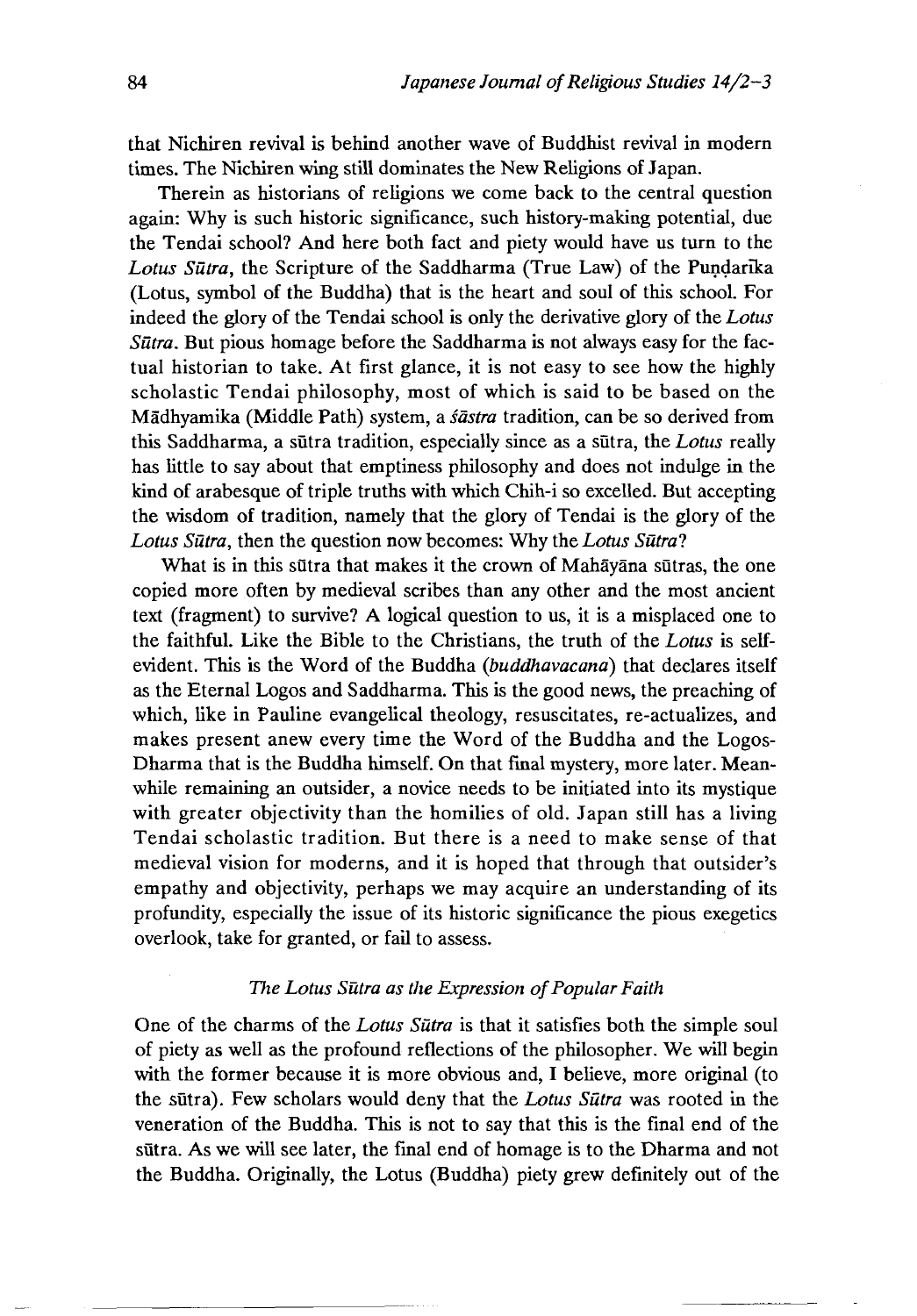that Nichiren revival is behind another wave of Buddhist revival in modern times. The Nichiren wing still dominates the New Religions of Japan.

Therein as historians of religions we come back to the central question again: Why is such historic significance, such history-making potential, due the Tendai school? And here both fact and piety would have us turn to the *Lotus Sūtra*, the Scripture of the Saddharma (True Law) of the Puṇḍarīka (Lotus, symbol of the Buddha) that is the heart and soul of this school. For indeed the glory of the Tendai school is only the derivative glory of the *Lotus Sūtra*. But pious homage before the Saddharma is not always easy for the factual historian to take. At first glance, it is not easy to see how the highly scholastic Tendai philosophy, most of which is said to be based on the Mādhyamika (Middle Path) system, a *śāstra* tradition, can be so derived from this Saddharma, a sūtra tradition, especially since as a sūtra, the *Lotus* really has little to say about that emptiness philosophy and does not indulge in the kind of arabesque of triple truths with which Chih-i so excelled. But accepting the wisdom of tradition, namely that the glory of Tendai is the glory of the *Lotus Sūtra*, then the question now becomes: Why the *Lotus Sūtra*?

What is in this sūtra that makes it the crown of Mahāyāna sūtras, the one copied more often by medieval scribes than any other and the most ancient text (fragment) to survive? A logical question to us, it is a misplaced one to the faithful. Like the Bible to the Christians, the truth of the *Lotus* is self-evident. This is the Word of the Buddha (*buddhavacana*) that declares itself as the Eternal Logos and Saddharma. This is the good news, the preaching of which, like in Pauline evangelical theology, resuscitates, re-actualizes, and makes present anew every time the Word of the Buddha and the Logos-Dharma that is the Buddha himself. On that final mystery, more later. Meanwhile remaining an outsider, a novice needs to be initiated into its mystique with greater objectivity than the homilies of old. Japan still has a living Tendai scholastic tradition. But there is a need to make sense of that medieval vision for moderns, and it is hoped that through that outsider's empathy and objectivity, perhaps we may acquire an understanding of its profundity, especially the issue of its historic significance the pious exegetics overlook, take for granted, or fail to assess.

### *The Lotus Sūtra as the Expression of Popular Faith*

One of the charms of the *Lotus Sūtra* is that it satisfies both the simple soul of piety as well as the profound reflections of the philosopher. We will begin with the former because it is more obvious and, I believe, more original (to the sūtra). Few scholars would deny that the *Lotus Sūtra* was rooted in the veneration of the Buddha. This is not to say that this is the final end of the sūtra. As we will see later, the final end of homage is to the Dharma and not the Buddha. Originally, the Lotus (Buddha) piety grew definitely out of the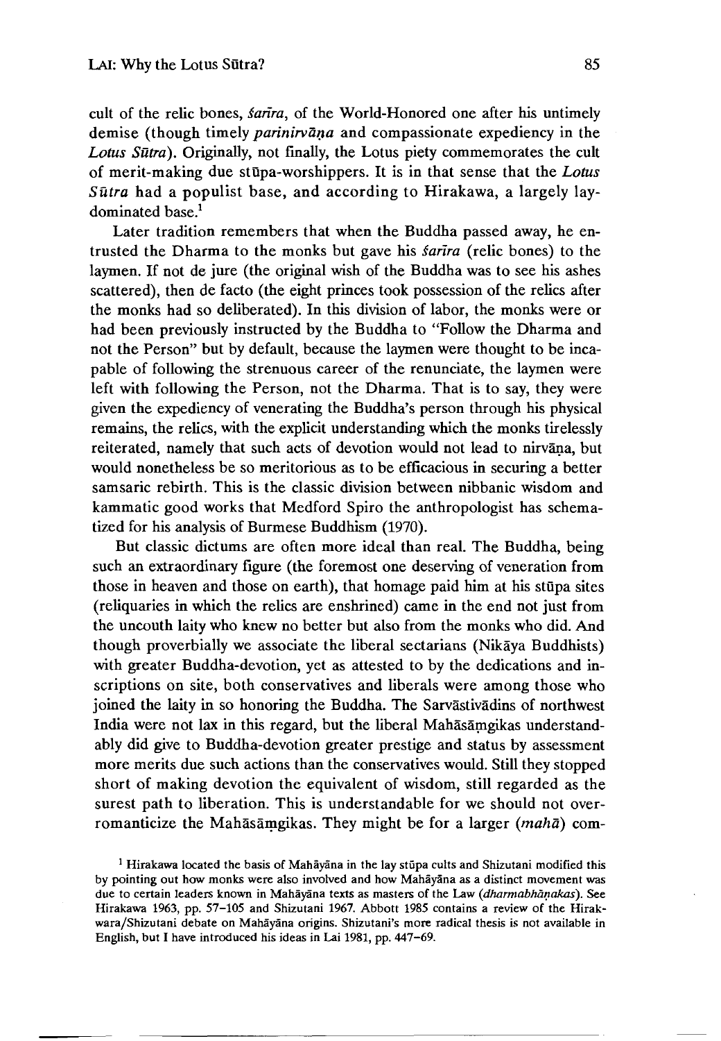cult of the relic bones, *śarīra*, of the World-Honored one after his untimely demise (though timely *parinirvāṇa* and compassionate expediency in the *Lotus Sūtra*). Originally, not finally, the Lotus piety commemorates the cult of merit-making due stūpa-worshippers. It is in that sense that the *Lotus Sūtra* had a populist base, and according to Hirakawa, a largely lay-dominated base.[1]

Later tradition remembers that when the Buddha passed away, he entrusted the Dharma to the monks but gave his *śarīra* (relic bones) to the laymen. If not de jure (the original wish of the Buddha was to see his ashes scattered), then de facto (the eight princes took possession of the relics after the monks had so deliberated). In this division of labor, the monks were or had been previously instructed by the Buddha to "Follow the Dharma and not the Person" but by default, because the laymen were thought to be incapable of following the strenuous career of the renunciate, the laymen were left with following the Person, not the Dharma. That is to say, they were given the expediency of venerating the Buddha's person through his physical remains, the relics, with the explicit understanding which the monks tirelessly reiterated, namely that such acts of devotion would not lead to nirvāṇa, but would nonetheless be so meritorious as to be efficacious in securing a better samsaric rebirth. This is the classic division between nibbanic wisdom and kammatic good works that Medford Spiro the anthropologist has schematized for his analysis of Burmese Buddhism (1970).

But classic dictums are often more ideal than real. The Buddha, being such an extraordinary figure (the foremost one deserving of veneration from those in heaven and those on earth), that homage paid him at his stūpa sites (reliquaries in which the relics are enshrined) came in the end not just from the uncouth laity who knew no better but also from the monks who did. And though proverbially we associate the liberal sectarians (Nikāya Buddhists) with greater Buddha-devotion, yet as attested to by the dedications and inscriptions on site, both conservatives and liberals were among those who joined the laity in so honoring the Buddha. The Sarvāstivādins of northwest India were not lax in this regard, but the liberal Mahāsāṃgikas understandably did give to Buddha-devotion greater prestige and status by assessment more merits due such actions than the conservatives would. Still they stopped short of making devotion the equivalent of wisdom, still regarded as the surest path to liberation. This is understandable for we should not over-romanticize the Mahāsāṃgikas. They might be for a larger (*mahā*) com-

[1] Hirakawa located the basis of Mahāyāna in the lay stūpa cults and Shizutani modified this by pointing out how monks were also involved and how Mahāyāna as a distinct movement was due to certain leaders known in Mahāyāna texts as masters of the Law (*dharmabhāṇakas*). See Hirakawa 1963, pp. 57–105 and Shizutani 1967. Abbott 1985 contains a review of the Hirakwara/Shizutani debate on Mahāyāna origins. Shizutani's more radical thesis is not available in English, but I have introduced his ideas in Lai 1981, pp. 447–69.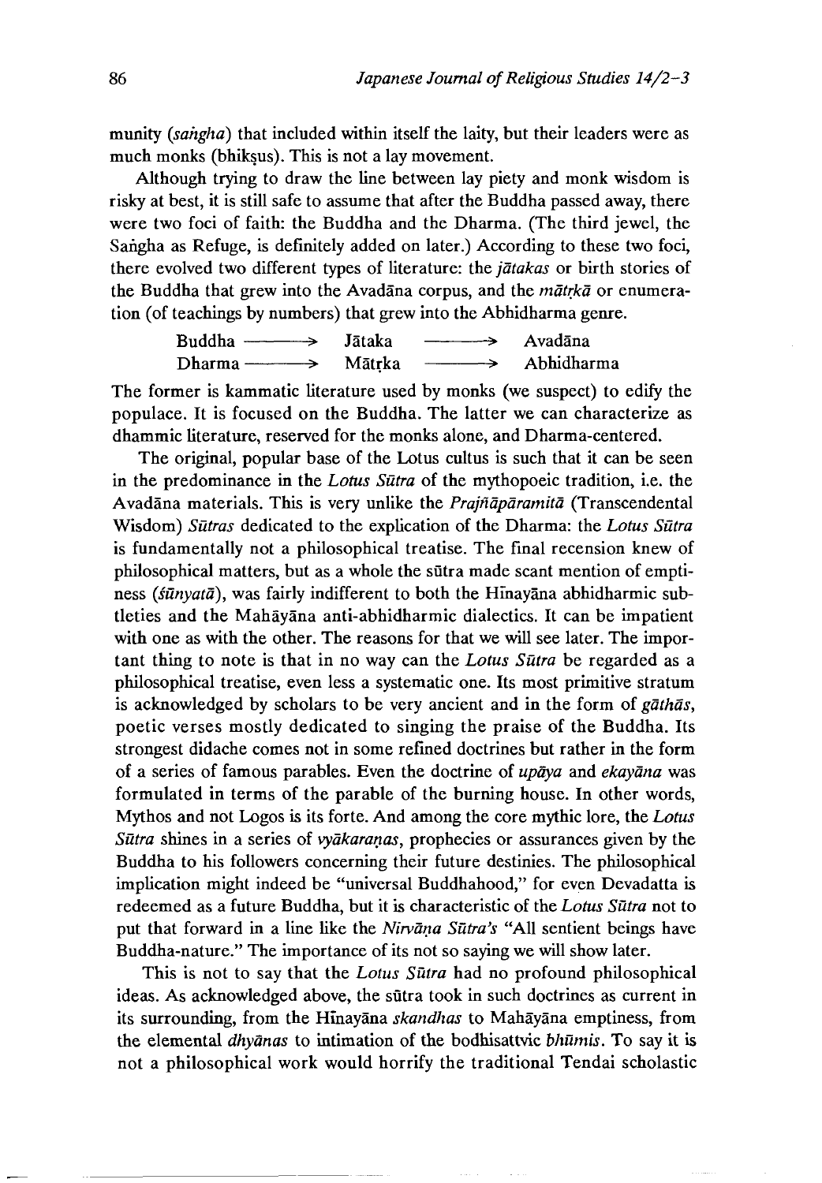munity (*saṅgha*) that included within itself the laity, but their leaders were as much monks (bhikṣus). This is not a lay movement.

Although trying to draw the line between lay piety and monk wisdom is risky at best, it is still safe to assume that after the Buddha passed away, there were two foci of faith: the Buddha and the Dharma. (The third jewel, the Saṅgha as Refuge, is definitely added on later.) According to these two foci, there evolved two different types of literature: the *jātakas* or birth stories of the Buddha that grew into the Avadāna corpus, and the *mātṛkā* or enumeration (of teachings by numbers) that grew into the Abhidharma genre.

| | | |
|---|---|---|
| Buddha ⟶ | Jātaka ⟶ | Avadāna |
| Dharma ⟶ | Mātṛka ⟶ | Abhidharma |

The former is kammatic literature used by monks (we suspect) to edify the populace. It is focused on the Buddha. The latter we can characterize as dhammic literature, reserved for the monks alone, and Dharma-centered.

The original, popular base of the Lotus cultus is such that it can be seen in the predominance in the *Lotus Sūtra* of the mythopoeic tradition, i.e. the Avadāna materials. This is very unlike the *Prajñāpāramitā* (Transcendental Wisdom) *Sūtras* dedicated to the explication of the Dharma: the *Lotus Sūtra* is fundamentally not a philosophical treatise. The final recension knew of philosophical matters, but as a whole the sūtra made scant mention of emptiness (*śūnyatā*), was fairly indifferent to both the Hīnayāna abhidharmic subtleties and the Mahāyāna anti-abhidharmic dialectics. It can be impatient with one as with the other. The reasons for that we will see later. The important thing to note is that in no way can the *Lotus Sūtra* be regarded as a philosophical treatise, even less a systematic one. Its most primitive stratum is acknowledged by scholars to be very ancient and in the form of *gāthās*, poetic verses mostly dedicated to singing the praise of the Buddha. Its strongest didache comes not in some refined doctrines but rather in the form of a series of famous parables. Even the doctrine of *upāya* and *ekayāna* was formulated in terms of the parable of the burning house. In other words, Mythos and not Logos is its forte. And among the core mythic lore, the *Lotus Sūtra* shines in a series of *vyākaraṇas*, prophecies or assurances given by the Buddha to his followers concerning their future destinies. The philosophical implication might indeed be "universal Buddhahood," for even Devadatta is redeemed as a future Buddha, but it is characteristic of the *Lotus Sūtra* not to put that forward in a line like the *Nirvāṇa Sūtra's* "All sentient beings have Buddha-nature." The importance of its not so saying we will show later.

This is not to say that the *Lotus Sūtra* had no profound philosophical ideas. As acknowledged above, the sūtra took in such doctrines as current in its surrounding, from the Hīnayāna *skandhas* to Mahāyāna emptiness, from the elemental *dhyānas* to intimation of the bodhisattvic *bhūmis*. To say it is not a philosophical work would horrify the traditional Tendai scholastic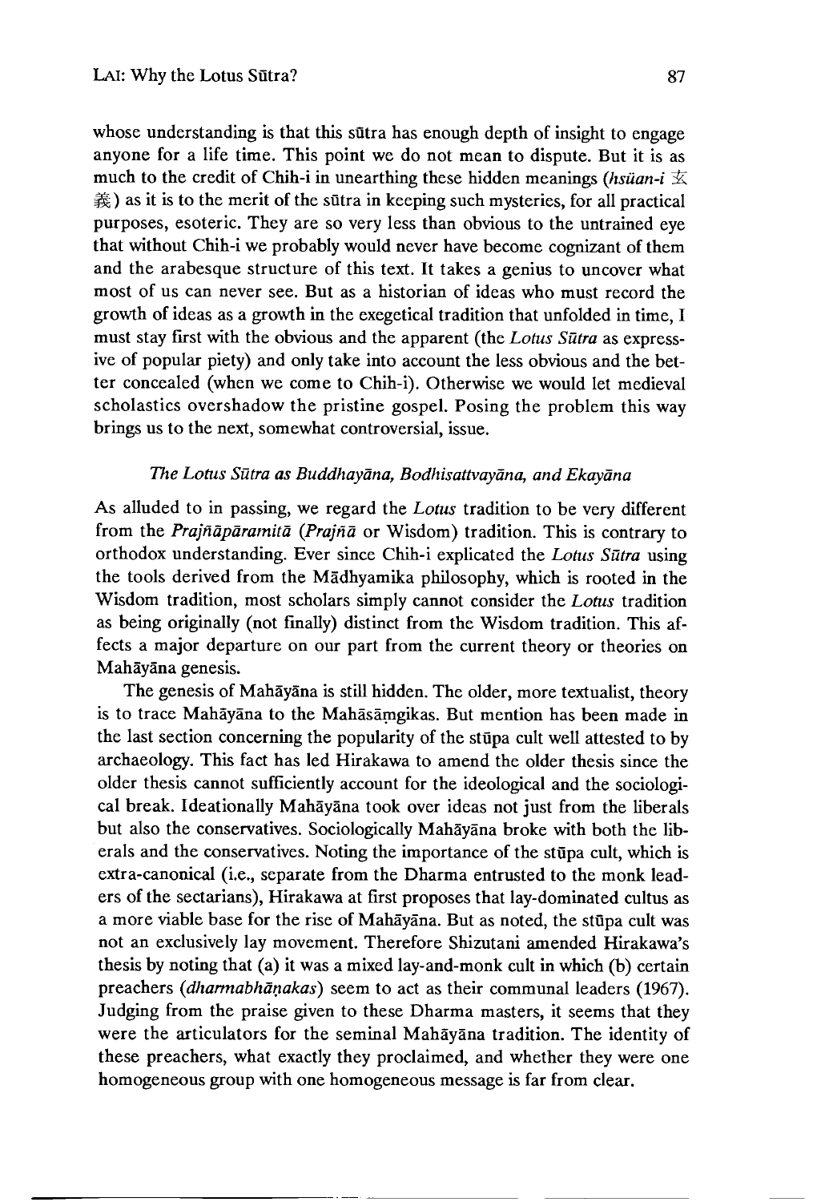whose understanding is that this sūtra has enough depth of insight to engage anyone for a life time. This point we do not mean to dispute. But it is as much to the credit of Chih-i in unearthing these hidden meanings (*hsüan-i* 玄義) as it is to the merit of the sūtra in keeping such mysteries, for all practical purposes, esoteric. They are so very less than obvious to the untrained eye that without Chih-i we probably would never have become cognizant of them and the arabesque structure of this text. It takes a genius to uncover what most of us can never see. But as a historian of ideas who must record the growth of ideas as a growth in the exegetical tradition that unfolded in time, I must stay first with the obvious and the apparent (the *Lotus Sūtra* as expressive of popular piety) and only take into account the less obvious and the better concealed (when we come to Chih-i). Otherwise we would let medieval scholastics overshadow the pristine gospel. Posing the problem this way brings us to the next, somewhat controversial, issue.

### *The Lotus Sūtra as Buddhayāna, Bodhisattvayāna, and Ekayāna*

As alluded to in passing, we regard the *Lotus* tradition to be very different from the *Prajñāparamitā* (*Prajñā* or Wisdom) tradition. This is contrary to orthodox understanding. Ever since Chih-i explicated the *Lotus Sūtra* using the tools derived from the Mādhyamika philosophy, which is rooted in the Wisdom tradition, most scholars simply cannot consider the *Lotus* tradition as being originally (not finally) distinct from the Wisdom tradition. This affects a major departure on our part from the current theory or theories on Mahāyāna genesis.

The genesis of Mahāyāna is still hidden. The older, more textualist, theory is to trace Mahāyāna to the Mahāsāṃgikas. But mention has been made in the last section concerning the popularity of the stūpa cult well attested to by archaeology. This fact has led Hirakawa to amend the older thesis since the older thesis cannot sufficiently account for the ideological and the sociological break. Ideationally Mahāyāna took over ideas not just from the liberals but also the conservatives. Sociologically Mahāyāna broke with both the liberals and the conservatives. Noting the importance of the stūpa cult, which is extra-canonical (i.e., separate from the Dharma entrusted to the monk leaders of the sectarians), Hirakawa at first proposes that lay-dominated cultus as a more viable base for the rise of Mahāyāna. But as noted, the stūpa cult was not an exclusively lay movement. Therefore Shizutani amended Hirakawa's thesis by noting that (a) it was a mixed lay-and-monk cult in which (b) certain preachers (*dharmabhāṇakas*) seem to act as their communal leaders (1967). Judging from the praise given to these Dharma masters, it seems that they were the articulators for the seminal Mahāyāna tradition. The identity of these preachers, what exactly they proclaimed, and whether they were one homogeneous group with one homogeneous message is far from clear.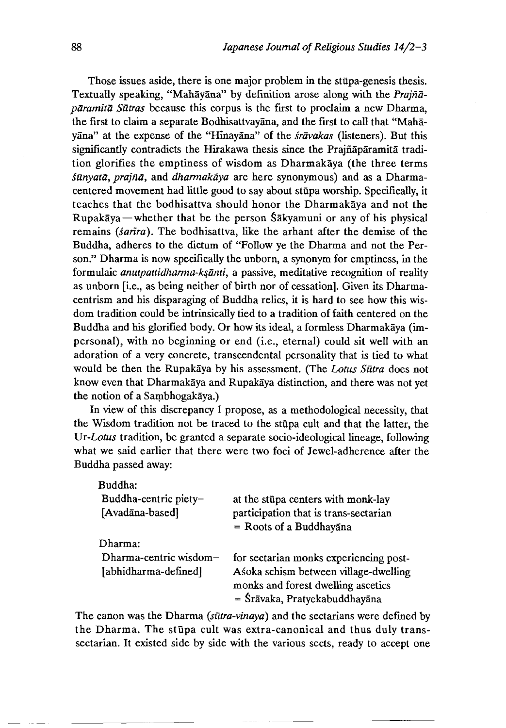Those issues aside, there is one major problem in the stūpa-genesis thesis. Textually speaking, "Mahāyāna" by definition arose along with the *Prajñāpāramitā Sūtras* because this corpus is the first to proclaim a new Dharma, the first to claim a separate Bodhisattvayāna, and the first to call that "Mahāyāna" at the expense of the "Hīnayāna" of the *śrāvakas* (listeners). But this significantly contradicts the Hirakawa thesis since the Prajñāpāramitā tradition glorifies the emptiness of wisdom as Dharmakāya (the three terms *śūnyatā*, *prajñā*, and *dharmakāya* are here synonymous) and as a Dharma-centered movement had little good to say about stūpa worship. Specifically, it teaches that the bodhisattva should honor the Dharmakāya and not the Rupakāya—whether that be the person Śākyamuni or any of his physical remains (*śarīra*). The bodhisattva, like the arhant after the demise of the Buddha, adheres to the dictum of "Follow ye the Dharma and not the Person." Dharma is now specifically the unborn, a synonym for emptiness, in the formulaic *anutpattidharma-kṣānti*, a passive, meditative recognition of reality as unborn [i.e., as being neither of birth nor of cessation]. Given its Dharma-centrism and his disparaging of Buddha relics, it is hard to see how this wisdom tradition could be intrinsically tied to a tradition of faith centered on the Buddha and his glorified body. Or how its ideal, a formless Dharmakāya (impersonal), with no beginning or end (i.e., eternal) could sit well with an adoration of a very concrete, transcendental personality that is tied to what would be then the Rupakāya by his assessment. (The *Lotus Sūtra* does not know even that Dharmakāya and Rupakāya distinction, and there was not yet the notion of a Saṃbhogakāya.)

In view of this discrepancy I propose, as a methodological necessity, that the Wisdom tradition not be traced to the stūpa cult and that the latter, the Ur-*Lotus* tradition, be granted a separate socio-ideological lineage, following what we said earlier that there were two foci of Jewel-adherence after the Buddha passed away:

Buddha:

| | |
|---|---|
| Buddha-centric piety– [Avadāna-based] | at the stūpa centers with monk-lay participation that is trans-sectarian = Roots of a Buddhayāna |

Dharma:

| | |
|---|---|
| Dharma-centric wisdom– [abhidharma-defined] | for sectarian monks experiencing post-Aśoka schism between village-dwelling monks and forest dwelling ascetics = Śrāvaka, Pratyekabuddhayāna |

The canon was the Dharma (*sūtra-vinaya*) and the sectarians were defined by the Dharma. The stūpa cult was extra-canonical and thus duly trans-sectarian. It existed side by side with the various sects, ready to accept one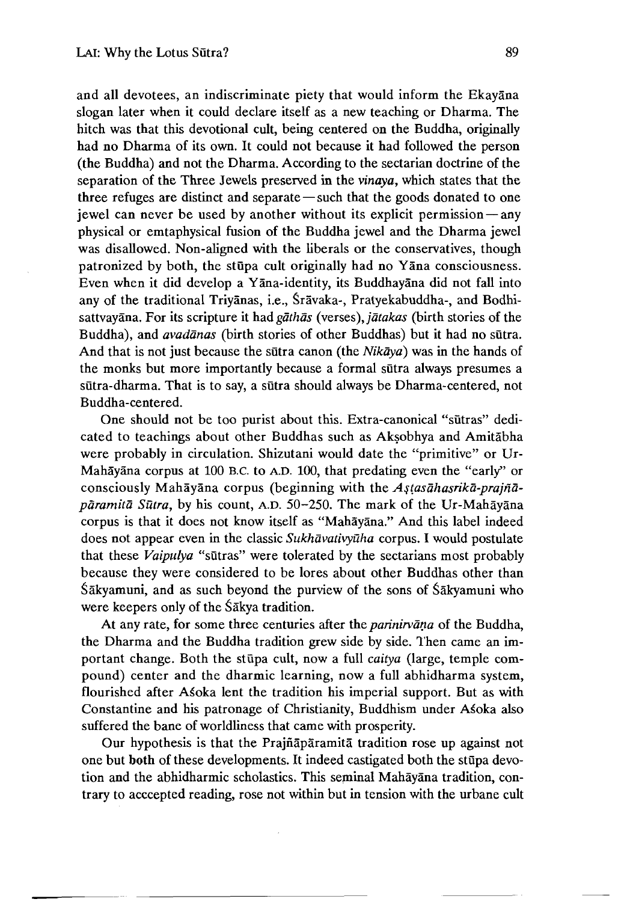and all devotees, an indiscriminate piety that would inform the Ekayāna slogan later when it could declare itself as a new teaching or Dharma. The hitch was that this devotional cult, being centered on the Buddha, originally had no Dharma of its own. It could not because it had followed the person (the Buddha) and not the Dharma. According to the sectarian doctrine of the separation of the Three Jewels preserved in the *vinaya*, which states that the three refuges are distinct and separate—such that the goods donated to one jewel can never be used by another without its explicit permission—any physical or emtaphysical fusion of the Buddha jewel and the Dharma jewel was disallowed. Non-aligned with the liberals or the conservatives, though patronized by both, the stūpa cult originally had no Yāna consciousness. Even when it did develop a Yāna-identity, its Buddhayāna did not fall into any of the traditional Triyānas, i.e., Śrāvaka-, Pratyekabuddha-, and Bodhisattvayāna. For its scripture it had *gāthās* (verses), *jātakas* (birth stories of the Buddha), and *avadānas* (birth stories of other Buddhas) but it had no sūtra. And that is not just because the sūtra canon (the *Nikāya*) was in the hands of the monks but more importantly because a formal sūtra always presumes a sūtra-dharma. That is to say, a sūtra should always be Dharma-centered, not Buddha-centered.

One should not be too purist about this. Extra-canonical "sūtras" dedicated to teachings about other Buddhas such as Akṣobhya and Amitābha were probably in circulation. Shizutani would date the "primitive" or Ur-Mahāyāna corpus at 100 B.C. to A.D. 100, that predating even the "early" or consciously Mahāyāna corpus (beginning with the *Aṣṭasāhasrikā-prajñāpāramitā Sūtra*, by his count, A.D. 50–250. The mark of the Ur-Mahāyāna corpus is that it does not know itself as "Mahāyāna." And this label indeed does not appear even in the classic *Sukhāvativyūha* corpus. I would postulate that these *Vaipulya* "sūtras" were tolerated by the sectarians most probably because they were considered to be lores about other Buddhas other than Śākyamuni, and as such beyond the purview of the sons of Śākyamuni who were keepers only of the Śākya tradition.

At any rate, for some three centuries after the *parinirvāṇa* of the Buddha, the Dharma and the Buddha tradition grew side by side. Then came an important change. Both the stūpa cult, now a full *caitya* (large, temple compound) center and the dharmic learning, now a full abhidharma system, flourished after Aśoka lent the tradition his imperial support. But as with Constantine and his patronage of Christianity, Buddhism under Aśoka also suffered the bane of worldliness that came with prosperity.

Our hypothesis is that the Prajñāpāramitā tradition rose up against not one but **both** of these developments. It indeed castigated both the stūpa devotion and the abhidharmic scholastics. This seminal Mahāyāna tradition, contrary to acccepted reading, rose not within but in tension with the urbane cult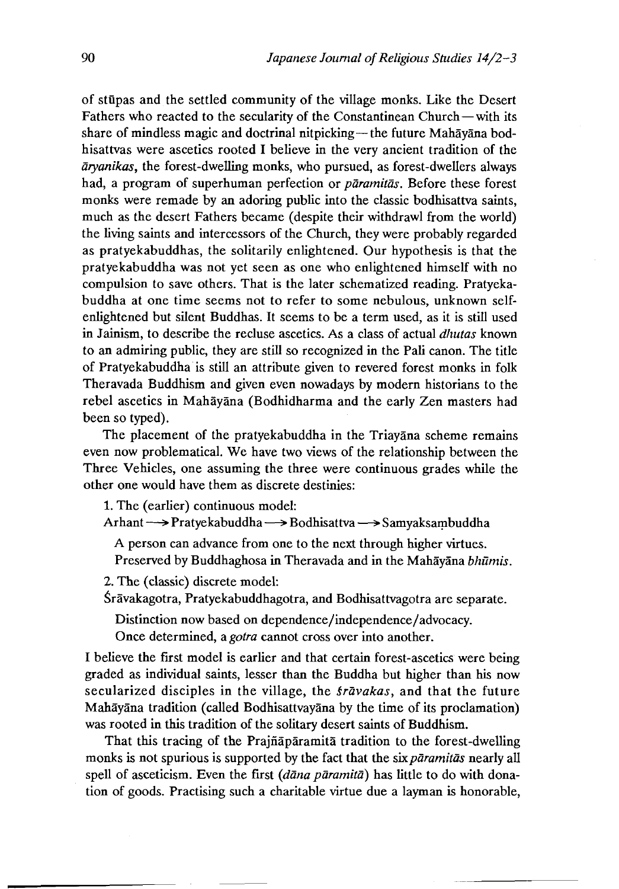of stūpas and the settled community of the village monks. Like the Desert Fathers who reacted to the secularity of the Constantinean Church—with its share of mindless magic and doctrinal nitpicking—the future Mahāyāna bodhisattvas were ascetics rooted I believe in the very ancient tradition of the *āryanikas*, the forest-dwelling monks, who pursued, as forest-dwellers always had, a program of superhuman perfection or *pāramitās*. Before these forest monks were remade by an adoring public into the classic bodhisattva saints, much as the desert Fathers became (despite their withdrawl from the world) the living saints and intercessors of the Church, they were probably regarded as pratyekabuddhas, the solitarily enlightened. Our hypothesis is that the pratyekabuddha was not yet seen as one who enlightened himself with no compulsion to save others. That is the later schematized reading. Pratyekabuddha at one time seems not to refer to some nebulous, unknown self-enlightened but silent Buddhas. It seems to be a term used, as it is still used in Jainism, to describe the recluse ascetics. As a class of actual *dhutas* known to an admiring public, they are still so recognized in the Pali canon. The title of Pratyekabuddha is still an attribute given to revered forest monks in folk Theravada Buddhism and given even nowadays by modern historians to the rebel ascetics in Mahāyāna (Bodhidharma and the early Zen masters had been so typed).

The placement of the pratyekabuddha in the Triayāna scheme remains even now problematical. We have two views of the relationship between the Three Vehicles, one assuming the three were continuous grades while the other one would have them as discrete destinies:

1. The (earlier) continuous model:
Arhant ⟶ Pratyekabuddha ⟶ Bodhisattva ⟶ Samyaksaṃbuddha

   A person can advance from one to the next through higher virtues.
   Preserved by Buddhaghosa in Theravada and in the Mahāyāna *bhūmis*.

2. The (classic) discrete model:
Śrāvakagotra, Pratyekabuddhagotra, and Bodhisattvagotra are separate.

   Distinction now based on dependence/independence/advocacy.
   Once determined, a *gotra* cannot cross over into another.

I believe the first model is earlier and that certain forest-ascetics were being graded as individual saints, lesser than the Buddha but higher than his now secularized disciples in the village, the *śrāvakas*, and that the future Mahāyāna tradition (called Bodhisattvayāna by the time of its proclamation) was rooted in this tradition of the solitary desert saints of Buddhism.

That this tracing of the Prajñāpāramitā tradition to the forest-dwelling monks is not spurious is supported by the fact that the six *pāramitās* nearly all spell of asceticism. Even the first (*dāna pāramitā*) has little to do with donation of goods. Practising such a charitable virtue due a layman is honorable,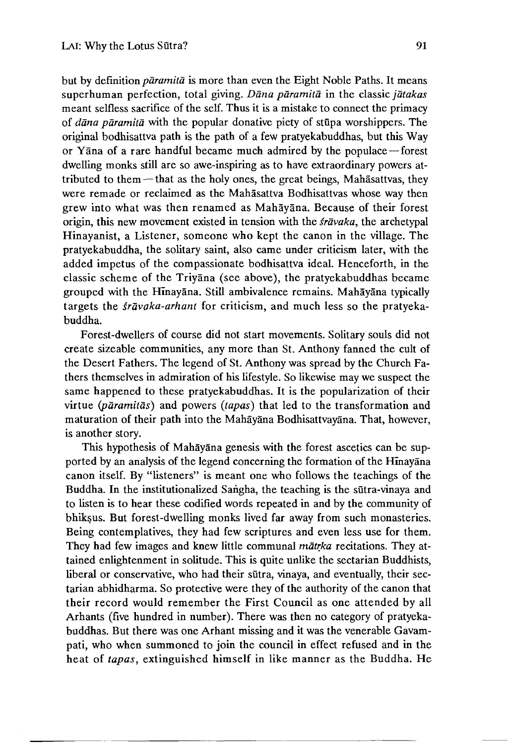but by definition *pāramitā* is more than even the Eight Noble Paths. It means superhuman perfection, total giving. *Dāna pāramitā* in the classic *jātakas* meant selfless sacrifice of the self. Thus it is a mistake to connect the primacy of *dāna pāramitā* with the popular donative piety of stūpa worshippers. The original bodhisattva path is the path of a few pratyekabuddhas, but this Way or Yāna of a rare handful became much admired by the populace—forest dwelling monks still are so awe-inspiring as to have extraordinary powers attributed to them—that as the holy ones, the great beings, Mahāsattvas, they were remade or reclaimed as the Mahāsattva Bodhisattvas whose way then grew into what was then renamed as Mahāyāna. Because of their forest origin, this new movement existed in tension with the *śrāvaka*, the archetypal Hinayanist, a Listener, someone who kept the canon in the village. The pratyekabuddha, the solitary saint, also came under criticism later, with the added impetus of the compassionate bodhisattva ideal. Henceforth, in the classic scheme of the Triyāna (see above), the pratyekabuddhas became grouped with the Hīnayāna. Still ambivalence remains. Mahāyāna typically targets the *śrāvaka-arhant* for criticism, and much less so the pratyekabuddha.

Forest-dwellers of course did not start movements. Solitary souls did not create sizeable communities, any more than St. Anthony fanned the cult of the Desert Fathers. The legend of St. Anthony was spread by the Church Fathers themselves in admiration of his lifestyle. So likewise may we suspect the same happened to these pratyekabuddhas. It is the popularization of their virtue (*pāramitās*) and powers (*tapas*) that led to the transformation and maturation of their path into the Mahāyāna Bodhisattvayāna. That, however, is another story.

This hypothesis of Mahāyāna genesis with the forest ascetics can be supported by an analysis of the legend concerning the formation of the Hīnayāna canon itself. By "listeners" is meant one who follows the teachings of the Buddha. In the institutionalized Saṅgha, the teaching is the sūtra-vinaya and to listen is to hear these codified words repeated in and by the community of bhikṣus. But forest-dwelling monks lived far away from such monasteries. Being contemplatives, they had few scriptures and even less use for them. They had few images and knew little communal *mātṛka* recitations. They attained enlightenment in solitude. This is quite unlike the sectarian Buddhists, liberal or conservative, who had their sūtra, vinaya, and eventually, their sectarian abhidharma. So protective were they of the authority of the canon that their record would remember the First Council as one attended by all Arhants (five hundred in number). There was then no category of pratyekabuddhas. But there was one Arhant missing and it was the venerable Gavampati, who when summoned to join the council in effect refused and in the heat of *tapas*, extinguished himself in like manner as the Buddha. He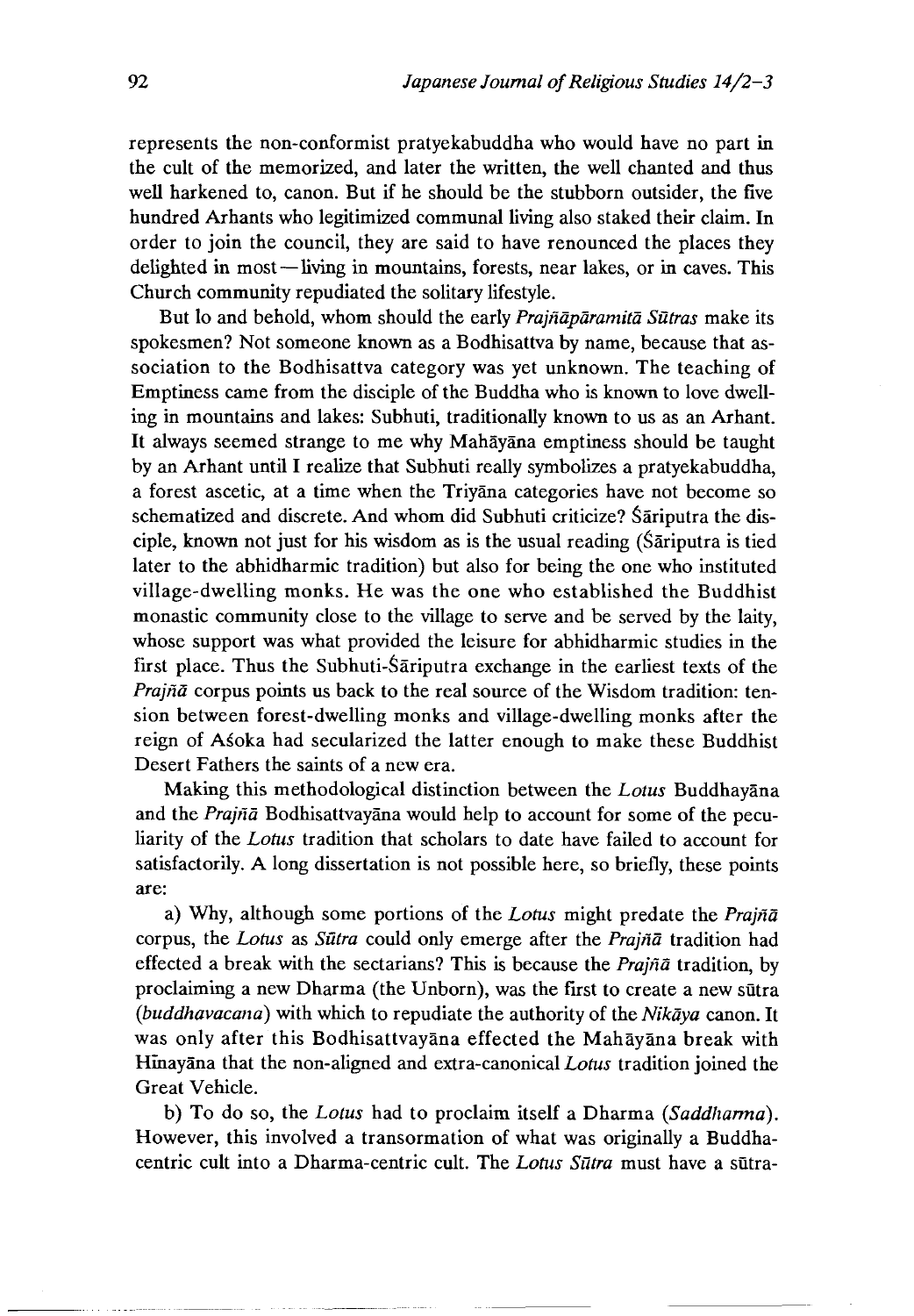represents the non-conformist pratyekabuddha who would have no part in the cult of the memorized, and later the written, the well chanted and thus well harkened to, canon. But if he should be the stubborn outsider, the five hundred Arhants who legitimized communal living also staked their claim. In order to join the council, they are said to have renounced the places they delighted in most—living in mountains, forests, near lakes, or in caves. This Church community repudiated the solitary lifestyle.

But lo and behold, whom should the early *Prajñāpāramitā Sūtras* make its spokesmen? Not someone known as a Bodhisattva by name, because that association to the Bodhisattva category was yet unknown. The teaching of Emptiness came from the disciple of the Buddha who is known to love dwelling in mountains and lakes: Subhuti, traditionally known to us as an Arhant. It always seemed strange to me why Mahāyāna emptiness should be taught by an Arhant until I realize that Subhuti really symbolizes a pratyekabuddha, a forest ascetic, at a time when the Triyāna categories have not become so schematized and discrete. And whom did Subhuti criticize? Śāriputra the disciple, known not just for his wisdom as is the usual reading (Śāriputra is tied later to the abhidharmic tradition) but also for being the one who instituted village-dwelling monks. He was the one who established the Buddhist monastic community close to the village to serve and be served by the laity, whose support was what provided the leisure for abhidharmic studies in the first place. Thus the Subhuti-Śāriputra exchange in the earliest texts of the *Prajñā* corpus points us back to the real source of the Wisdom tradition: tension between forest-dwelling monks and village-dwelling monks after the reign of Aśoka had secularized the latter enough to make these Buddhist Desert Fathers the saints of a new era.

Making this methodological distinction between the *Lotus* Buddhayāna and the *Prajñā* Bodhisattvayāna would help to account for some of the peculiarity of the *Lotus* tradition that scholars to date have failed to account for satisfactorily. A long dissertation is not possible here, so briefly, these points are:

a) Why, although some portions of the *Lotus* might predate the *Prajñā* corpus, the *Lotus* as *Sūtra* could only emerge after the *Prajñā* tradition had effected a break with the sectarians? This is because the *Prajñā* tradition, by proclaiming a new Dharma (the Unborn), was the first to create a new sūtra (*buddhavacana*) with which to repudiate the authority of the *Nikāya* canon. It was only after this Bodhisattvayāna effected the Mahāyāna break with Hīnayāna that the non-aligned and extra-canonical *Lotus* tradition joined the Great Vehicle.

b) To do so, the *Lotus* had to proclaim itself a Dharma (*Saddharma*). However, this involved a transormation of what was originally a Buddha-centric cult into a Dharma-centric cult. The *Lotus Sūtra* must have a sūtra-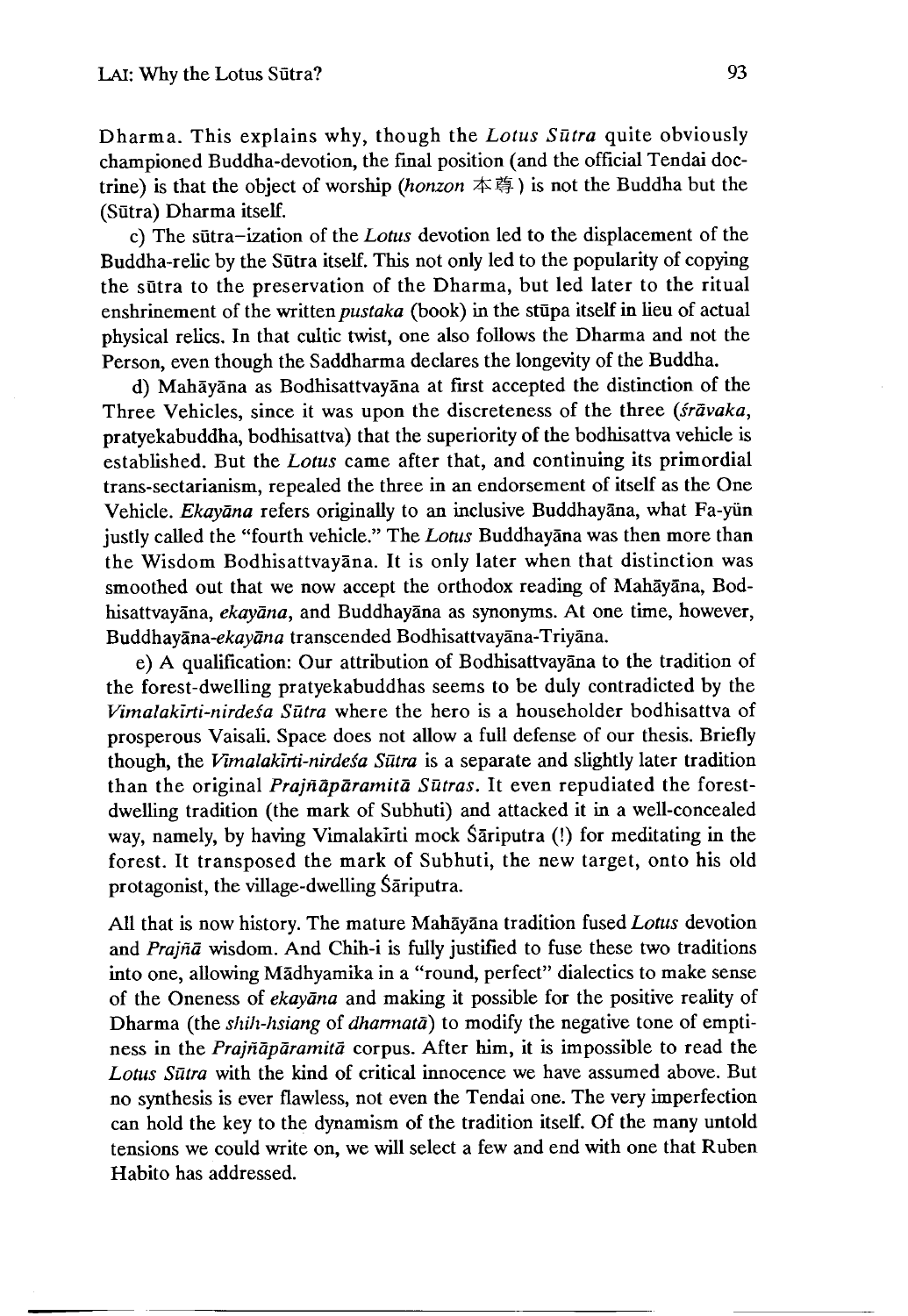Dharma. This explains why, though the *Lotus Sūtra* quite obviously championed Buddha-devotion, the final position (and the official Tendai doctrine) is that the object of worship (*honzon* 本尊) is not the Buddha but the (Sūtra) Dharma itself.

c) The sūtra–ization of the *Lotus* devotion led to the displacement of the Buddha-relic by the Sūtra itself. This not only led to the popularity of copying the sūtra to the preservation of the Dharma, but led later to the ritual enshrinement of the written *pustaka* (book) in the stūpa itself in lieu of actual physical relics. In that cultic twist, one also follows the Dharma and not the Person, even though the Saddharma declares the longevity of the Buddha.

d) Mahāyāna as Bodhisattvayāna at first accepted the distinction of the Three Vehicles, since it was upon the discreteness of the three (*śrāvaka*, pratyekabuddha, bodhisattva) that the superiority of the bodhisattva vehicle is established. But the *Lotus* came after that, and continuing its primordial trans-sectarianism, repealed the three in an endorsement of itself as the One Vehicle. *Ekayāna* refers originally to an inclusive Buddhayāna, what Fa-yün justly called the "fourth vehicle." The *Lotus* Buddhayāna was then more than the Wisdom Bodhisattvayāna. It is only later when that distinction was smoothed out that we now accept the orthodox reading of Mahāyāna, Bodhisattvayāna, *ekayāna*, and Buddhayāna as synonyms. At one time, however, Buddhayāna-*ekayāna* transcended Bodhisattvayāna-Triyāna.

e) A qualification: Our attribution of Bodhisattvayāna to the tradition of the forest-dwelling pratyekabuddhas seems to be duly contradicted by the *Vimalakīrti-nirdeśa Sūtra* where the hero is a householder bodhisattva of prosperous Vaisali. Space does not allow a full defense of our thesis. Briefly though, the *Vimalakīrti-nirdeśa Sūtra* is a separate and slightly later tradition than the original *Prajñāpāramitā Sūtras*. It even repudiated the forest-dwelling tradition (the mark of Subhuti) and attacked it in a well-concealed way, namely, by having Vimalakīrti mock Śāriputra (!) for meditating in the forest. It transposed the mark of Subhuti, the new target, onto his old protagonist, the village-dwelling Śāriputra.

All that is now history. The mature Mahāyāna tradition fused *Lotus* devotion and *Prajñā* wisdom. And Chih-i is fully justified to fuse these two traditions into one, allowing Mādhyamika in a "round, perfect" dialectics to make sense of the Oneness of *ekayāna* and making it possible for the positive reality of Dharma (the *shih-hsiang* of *dharmatā*) to modify the negative tone of emptiness in the *Prajñāpāramitā* corpus. After him, it is impossible to read the *Lotus Sūtra* with the kind of critical innocence we have assumed above. But no synthesis is ever flawless, not even the Tendai one. The very imperfection can hold the key to the dynamism of the tradition itself. Of the many untold tensions we could write on, we will select a few and end with one that Ruben Habito has addressed.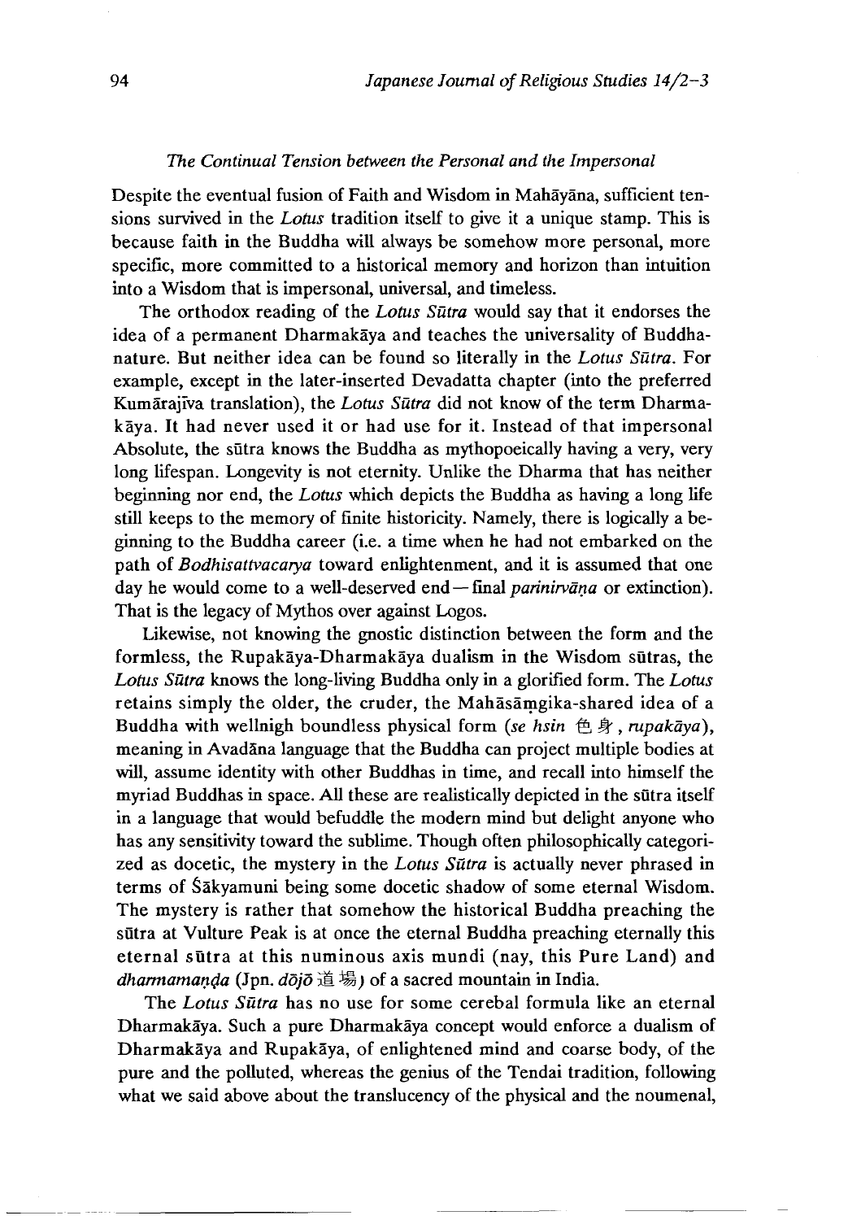*The Continual Tension between the Personal and the Impersonal*

Despite the eventual fusion of Faith and Wisdom in Mahāyāna, sufficient tensions survived in the *Lotus* tradition itself to give it a unique stamp. This is because faith in the Buddha will always be somehow more personal, more specific, more committed to a historical memory and horizon than intuition into a Wisdom that is impersonal, universal, and timeless.

The orthodox reading of the *Lotus Sūtra* would say that it endorses the idea of a permanent Dharmakāya and teaches the universality of Buddha-nature. But neither idea can be found so literally in the *Lotus Sūtra*. For example, except in the later-inserted Devadatta chapter (into the preferred Kumārajīva translation), the *Lotus Sūtra* did not know of the term Dharmakāya. It had never used it or had use for it. Instead of that impersonal Absolute, the sūtra knows the Buddha as mythopoeically having a very, very long lifespan. Longevity is not eternity. Unlike the Dharma that has neither beginning nor end, the *Lotus* which depicts the Buddha as having a long life still keeps to the memory of finite historicity. Namely, there is logically a beginning to the Buddha career (i.e. a time when he had not embarked on the path of *Bodhisattvacarya* toward enlightenment, and it is assumed that one day he would come to a well-deserved end—final *parinirvāṇa* or extinction). That is the legacy of Mythos over against Logos.

Likewise, not knowing the gnostic distinction between the form and the formless, the Rupakāya-Dharmakāya dualism in the Wisdom sūtras, the *Lotus Sūtra* knows the long-living Buddha only in a glorified form. The *Lotus* retains simply the older, the cruder, the Mahāsāṃgika-shared idea of a Buddha with wellnigh boundless physical form (*se hsin* 色身, *rupakāya*), meaning in Avadāna language that the Buddha can project multiple bodies at will, assume identity with other Buddhas in time, and recall into himself the myriad Buddhas in space. All these are realistically depicted in the sūtra itself in a language that would befuddle the modern mind but delight anyone who has any sensitivity toward the sublime. Though often philosophically categorized as docetic, the mystery in the *Lotus Sūtra* is actually never phrased in terms of Śākyamuni being some docetic shadow of some eternal Wisdom. The mystery is rather that somehow the historical Buddha preaching the sūtra at Vulture Peak is at once the eternal Buddha preaching eternally this eternal sūtra at this numinous axis mundi (nay, this Pure Land) and *dharmamaṇḍa* (Jpn. *dōjō* 道場) of a sacred mountain in India.

The *Lotus Sūtra* has no use for some cerebal formula like an eternal Dharmakāya. Such a pure Dharmakāya concept would enforce a dualism of Dharmakāya and Rupakāya, of enlightened mind and coarse body, of the pure and the polluted, whereas the genius of the Tendai tradition, following what we said above about the translucency of the physical and the noumenal,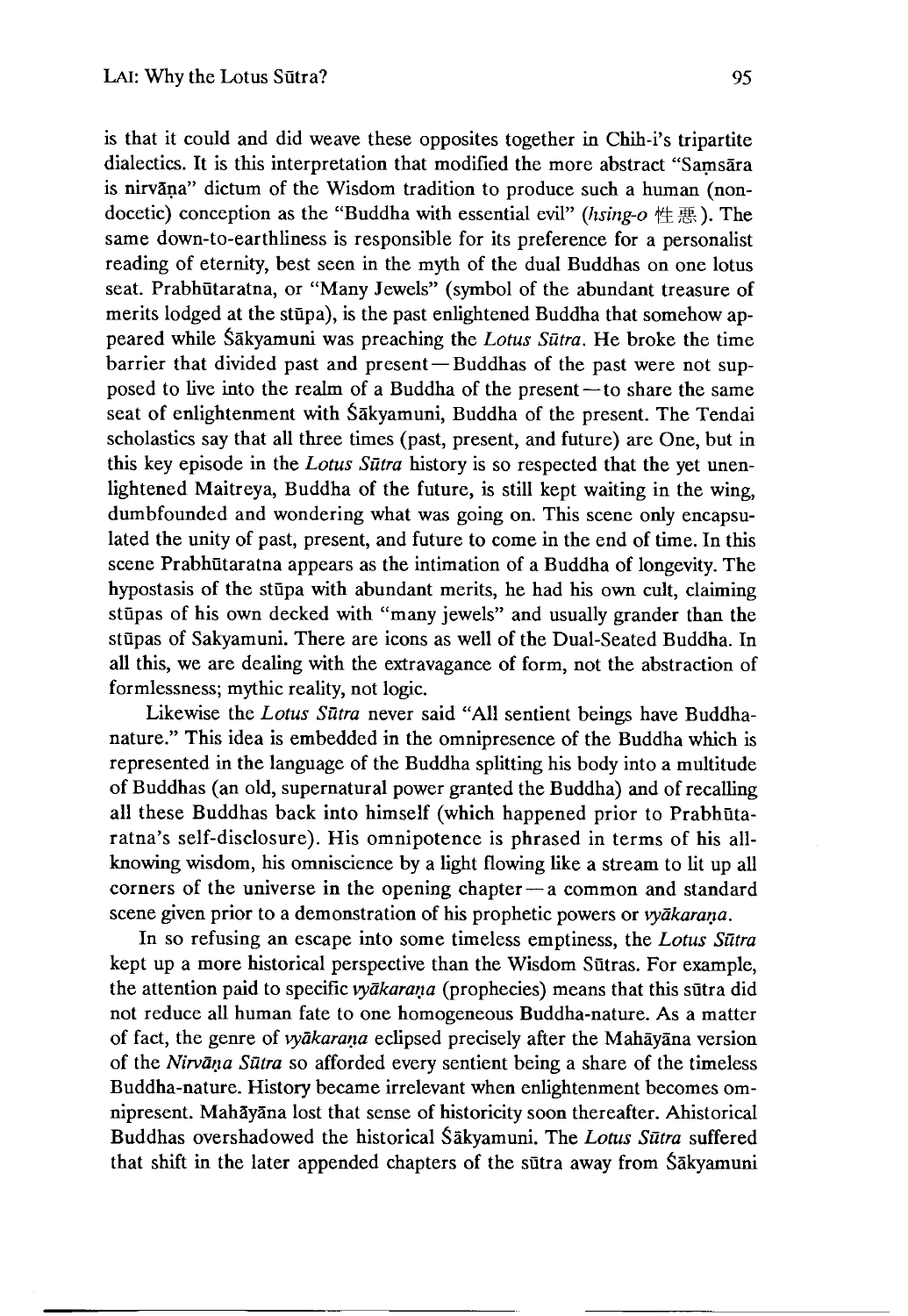is that it could and did weave these opposites together in Chih-i's tripartite dialectics. It is this interpretation that modified the more abstract "Saṃsāra is nirvāṇa" dictum of the Wisdom tradition to produce such a human (non-docetic) conception as the "Buddha with essential evil" (*hsing-o* 性悪). The same down-to-earthliness is responsible for its preference for a personalist reading of eternity, best seen in the myth of the dual Buddhas on one lotus seat. Prabhūtaratna, or "Many Jewels" (symbol of the abundant treasure of merits lodged at the stūpa), is the past enlightened Buddha that somehow appeared while Śākyamuni was preaching the *Lotus Sūtra*. He broke the time barrier that divided past and present — Buddhas of the past were not supposed to live into the realm of a Buddha of the present — to share the same seat of enlightenment with Śākyamuni, Buddha of the present. The Tendai scholastics say that all three times (past, present, and future) are One, but in this key episode in the *Lotus Sūtra* history is so respected that the yet unenlightened Maitreya, Buddha of the future, is still kept waiting in the wing, dumbfounded and wondering what was going on. This scene only encapsulated the unity of past, present, and future to come in the end of time. In this scene Prabhūtaratna appears as the intimation of a Buddha of longevity. The hypostasis of the stūpa with abundant merits, he had his own cult, claiming stūpas of his own decked with "many jewels" and usually grander than the stūpas of Sakyamuni. There are icons as well of the Dual-Seated Buddha. In all this, we are dealing with the extravagance of form, not the abstraction of formlessness; mythic reality, not logic.

Likewise the *Lotus Sūtra* never said "All sentient beings have Buddha-nature." This idea is embedded in the omnipresence of the Buddha which is represented in the language of the Buddha splitting his body into a multitude of Buddhas (an old, supernatural power granted the Buddha) and of recalling all these Buddhas back into himself (which happened prior to Prabhūtaratna's self-disclosure). His omnipotence is phrased in terms of his all-knowing wisdom, his omniscience by a light flowing like a stream to lit up all corners of the universe in the opening chapter — a common and standard scene given prior to a demonstration of his prophetic powers or *vyākaraṇa*.

In so refusing an escape into some timeless emptiness, the *Lotus Sūtra* kept up a more historical perspective than the Wisdom Sūtras. For example, the attention paid to specific *vyākaraṇa* (prophecies) means that this sūtra did not reduce all human fate to one homogeneous Buddha-nature. As a matter of fact, the genre of *vyākaraṇa* eclipsed precisely after the Mahāyāna version of the *Nirvāṇa Sūtra* so afforded every sentient being a share of the timeless Buddha-nature. History became irrelevant when enlightenment becomes omnipresent. Mahāyāna lost that sense of historicity soon thereafter. Ahistorical Buddhas overshadowed the historical Śākyamuni. The *Lotus Sūtra* suffered that shift in the later appended chapters of the sūtra away from Śākyamuni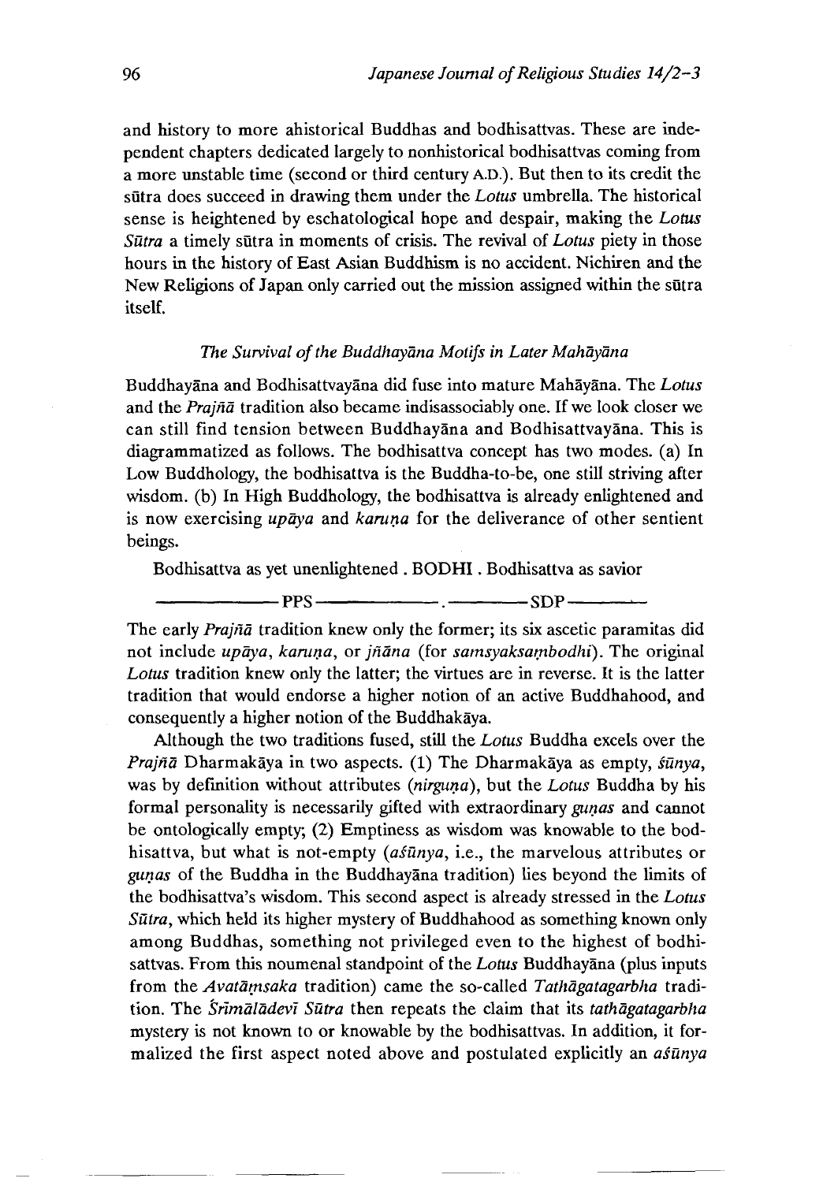and history to more ahistorical Buddhas and bodhisattvas. These are independent chapters dedicated largely to nonhistorical bodhisattvas coming from a more unstable time (second or third century A.D.). But then to its credit the sūtra does succeed in drawing them under the *Lotus* umbrella. The historical sense is heightened by eschatological hope and despair, making the *Lotus Sūtra* a timely sūtra in moments of crisis. The revival of *Lotus* piety in those hours in the history of East Asian Buddhism is no accident. Nichiren and the New Religions of Japan only carried out the mission assigned within the sūtra itself.

### *The Survival of the Buddhayāna Motifs in Later Mahāyāna*

Buddhayāna and Bodhisattvayāna did fuse into mature Mahāyāna. The *Lotus* and the *Prajñā* tradition also became indisassociably one. If we look closer we can still find tension between Buddhayāna and Bodhisattvayāna. This is diagrammatized as follows. The bodhisattva concept has two modes. (a) In Low Buddhology, the bodhisattva is the Buddha-to-be, one still striving after wisdom. (b) In High Buddhology, the bodhisattva is already enlightened and is now exercising *upāya* and *karuṇa* for the deliverance of other sentient beings.

Bodhisattva as yet unenlightened . BODHI . Bodhisattva as savior

——————PPS——————.————SDP————

The early *Prajñā* tradition knew only the former; its six ascetic paramitas did not include *upāya*, *karuṇa*, or *jñāna* (for *samsyaksaṃbodhi*). The original *Lotus* tradition knew only the latter; the virtues are in reverse. It is the latter tradition that would endorse a higher notion of an active Buddhahood, and consequently a higher notion of the Buddhakāya.

Although the two traditions fused, still the *Lotus* Buddha excels over the *Prajñā* Dharmakāya in two aspects. (1) The Dharmakāya as empty, *śūnya*, was by definition without attributes (*nirguṇa*), but the *Lotus* Buddha by his formal personality is necessarily gifted with extraordinary *guṇas* and cannot be ontologically empty; (2) Emptiness as wisdom was knowable to the bodhisattva, but what is not-empty (*aśūnya*, i.e., the marvelous attributes or *guṇas* of the Buddha in the Buddhayāna tradition) lies beyond the limits of the bodhisattva's wisdom. This second aspect is already stressed in the *Lotus Sūtra*, which held its higher mystery of Buddhahood as something known only among Buddhas, something not privileged even to the highest of bodhisattvas. From this noumenal standpoint of the *Lotus* Buddhayāna (plus inputs from the *Avataṃsaka* tradition) came the so-called *Tathāgatagarbha* tradition. The *Śrīmālādevī Sūtra* then repeats the claim that its *tathāgatagarbha* mystery is not known to or knowable by the bodhisattvas. In addition, it formalized the first aspect noted above and postulated explicitly an *aśūnya*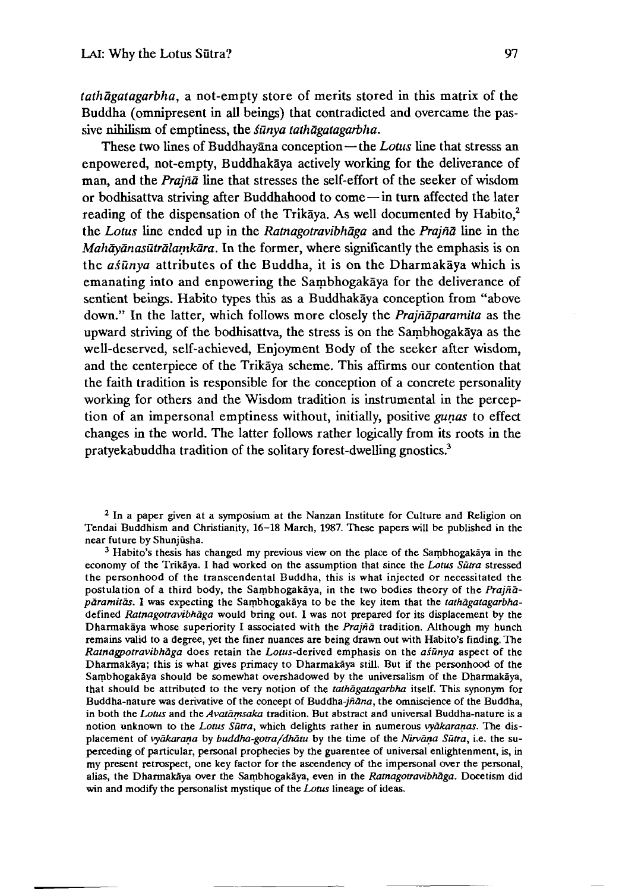*tathāgatagarbha*, a not-empty store of merits stored in this matrix of the Buddha (omnipresent in all beings) that contradicted and overcame the passive nihilism of emptiness, the *śūnya tathāgatagarbha*.

These two lines of Buddhayāna conception—the *Lotus* line that stresss an enpowered, not-empty, Buddhakāya actively working for the deliverance of man, and the *Prajñā* line that stresses the self-effort of the seeker of wisdom or bodhisattva striving after Buddhahood to come—in turn affected the later reading of the dispensation of the Trikāya. As well documented by Habito,[2] the *Lotus* line ended up in the *Ratnagotravibhāga* and the *Prajñā* line in the *Mahāyānasūtrālaṃkāra*. In the former, where significantly the emphasis is on the *aśūnya* attributes of the Buddha, it is on the Dharmakāya which is emanating into and enpowering the Saṃbhogakāya for the deliverance of sentient beings. Habito types this as a Buddhakāya conception from "above down." In the latter, which follows more closely the *Prajñāparamita* as the upward striving of the bodhisattva, the stress is on the Saṃbhogakāya as the well-deserved, self-achieved, Enjoyment Body of the seeker after wisdom, and the centerpiece of the Trikāya scheme. This affirms our contention that the faith tradition is responsible for the conception of a concrete personality working for others and the Wisdom tradition is instrumental in the perception of an impersonal emptiness without, initially, positive *guṇas* to effect changes in the world. The latter follows rather logically from its roots in the pratyekabuddha tradition of the solitary forest-dwelling gnostics.[3]

[2] In a paper given at a symposium at the Nanzan Institute for Culture and Religion on Tendai Buddhism and Christianity, 16–18 March, 1987. These papers will be published in the near future by Shunjūsha.

[3] Habito's thesis has changed my previous view on the place of the Saṃbhogakāya in the economy of the Trikāya. I had worked on the assumption that since the *Lotus Sūtra* stressed the personhood of the transcendental Buddha, this is what injected or necessitated the postulation of a third body, the Saṃbhogakāya, in the two bodies theory of the *Prajñāpāramitās*. I was expecting the Saṃbhogakāya to be the key item that the *tathāgatagarbha*-defined *Ratnagotravibhāga* would bring out. I was not prepared for its displacement by the Dharmakāya whose superiority I associated with the *Prajñā* tradition. Although my hunch remains valid to a degree, yet the finer nuances are being drawn out with Habito's finding. The *Ratnagpotravibhāga* does retain the *Lotus*-derived emphasis on the *aśūnya* aspect of the Dharmakāya; this is what gives primacy to Dharmakāya still. But if the personhood of the Saṃbhogakāya should be somewhat overshadowed by the universalism of the Dharmakāya, that should be attributed to the very notion of the *tathāgatagarbha* itself. This synonym for Buddha-nature was derivative of the concept of Buddha-*jñāna*, the omniscience of the Buddha, in both the *Lotus* and the *Avataṃsaka* tradition. But abstract and universal Buddha-nature is a notion unknown to the *Lotus Sūtra*, which delights rather in numerous *vyākaraṇas*. The displacement of *vyākaraṇa* by *buddha-gotra/dhātu* by the time of the *Nirvāṇa Sūtra*, i.e. the superceding of particular, personal prophecies by the guarentee of universal enlightenment, is, in my present retrospect, one key factor for the ascendency of the impersonal over the personal, alias, the Dharmakāya over the Saṃbhogakāya, even in the *Ratnagotravibhāga*. Docetism did win and modify the personalist mystique of the *Lotus* lineage of ideas.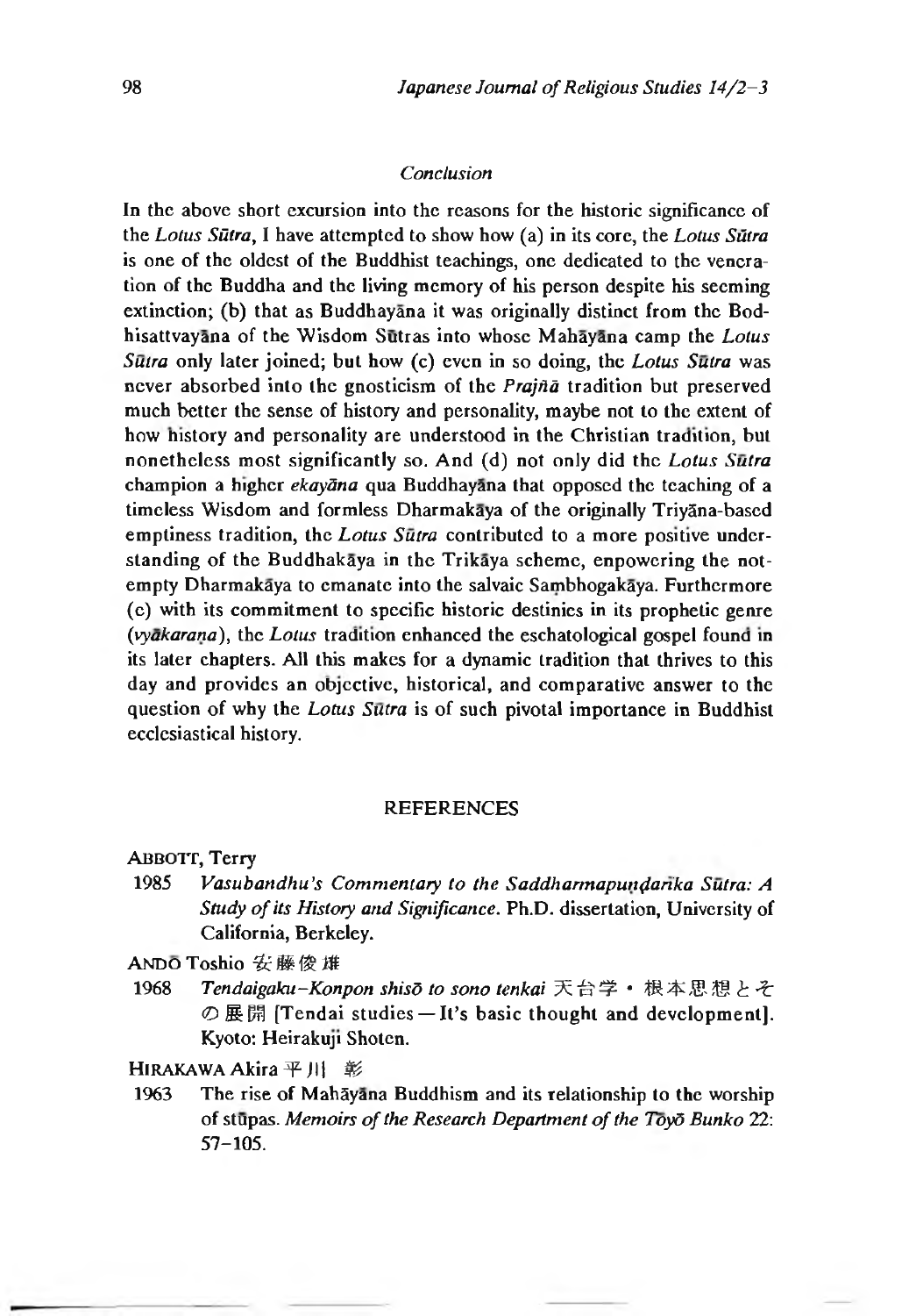## *Conclusion*

In the above short excursion into the reasons for the historic significance of the *Lotus Sūtra*, I have attempted to show how (a) in its core, the *Lotus Sūtra* is one of the oldest of the Buddhist teachings, one dedicated to the veneration of the Buddha and the living memory of his person despite his seeming extinction; (b) that as Buddhayāna it was originally distinct from the Bodhisattvayāna of the Wisdom Sūtras into whose Mahāyāna camp the *Lotus Sūtra* only later joined; but how (c) even in so doing, the *Lotus Sūtra* was never absorbed into the gnosticism of the *Prajñā* tradition but preserved much better the sense of history and personality, maybe not to the extent of how history and personality are understood in the Christian tradition, but nonetheless most significantly so. And (d) not only did the *Lotus Sūtra* champion a higher *ekayāna* qua Buddhayāna that opposed the teaching of a timeless Wisdom and formless Dharmakāya of the originally Triyāna-based emptiness tradition, the *Lotus Sūtra* contributed to a more positive understanding of the Buddhakāya in the Trikāya scheme, enpowering the not-empty Dharmakāya to emanate into the salvaic Saṃbhogakāya. Furthermore (e) with its commitment to specific historic destinies in its prophetic genre (*vyākaraṇa*), the *Lotus* tradition enhanced the eschatological gospel found in its later chapters. All this makes for a dynamic tradition that thrives to this day and provides an objective, historical, and comparative answer to the question of why the *Lotus Sūtra* is of such pivotal importance in Buddhist ecclesiastical history.

## REFERENCES

ABBOTT, Terry

1985 *Vasubandhu's Commentary to the Saddharmapuṇḍarīka Sūtra: A Study of its History and Significance.* Ph.D. dissertation, University of California, Berkeley.

ANDŌ Toshio 安藤俊雄

1968 *Tendaigaku–Konpon shisō to sono tenkai* 天台学・根本思想とその展開 [Tendai studies — It's basic thought and development]. Kyoto: Heirakuji Shoten.

HIRAKAWA Akira 平川 彰

1963 The rise of Mahāyāna Buddhism and its relationship to the worship of stūpas. *Memoirs of the Research Department of the Tōyō Bunko* 22: 57–105.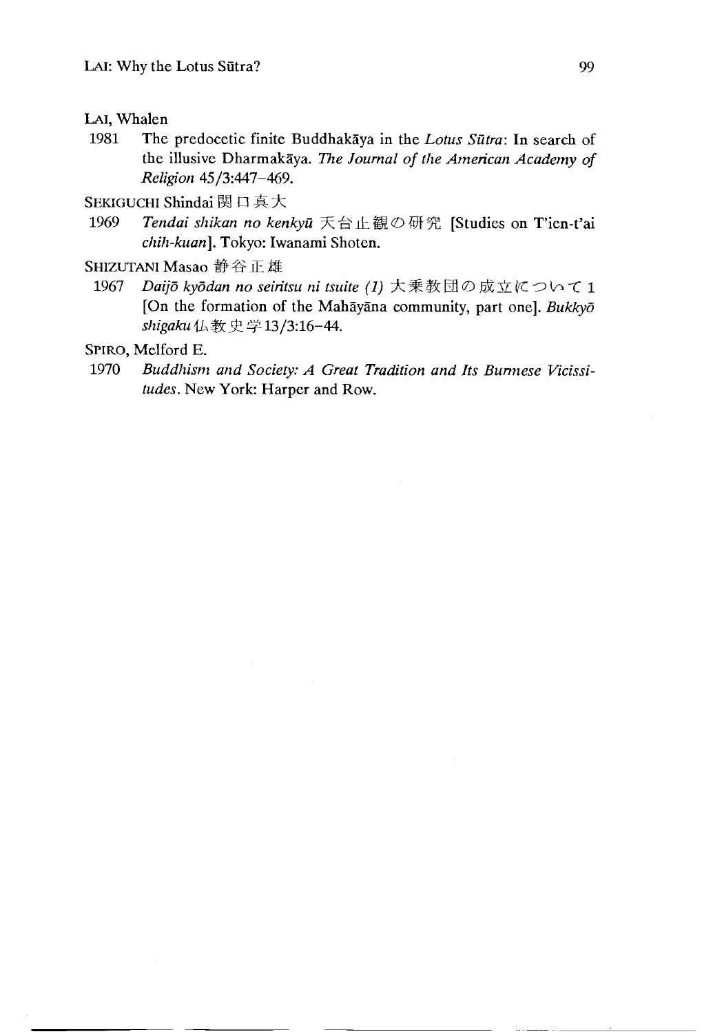LAI, Whalen

1981 The predocetic finite Buddhakāya in the *Lotus Sūtra*: In search of the illusive Dharmakāya. *The Journal of the American Academy of Religion* 45/3:447–469.

SEKIGUCHI Shindai 関口真大

1969 *Tendai shikan no kenkyū* 天台止観の研究 [Studies on T'ien-t'ai *chih-kuan*]. Tokyo: Iwanami Shoten.

SHIZUTANI Masao 静谷正雄

1967 *Daijō kyōdan no seiritsu ni tsuite (1)* 大乗教団の成立について 1 [On the formation of the Mahāyāna community, part one]. *Bukkyō shigaku* 仏教史学 13/3:16–44.

SPIRO, Melford E.

1970 *Buddhism and Society: A Great Tradition and Its Burmese Vicissitudes*. New York: Harper and Row.